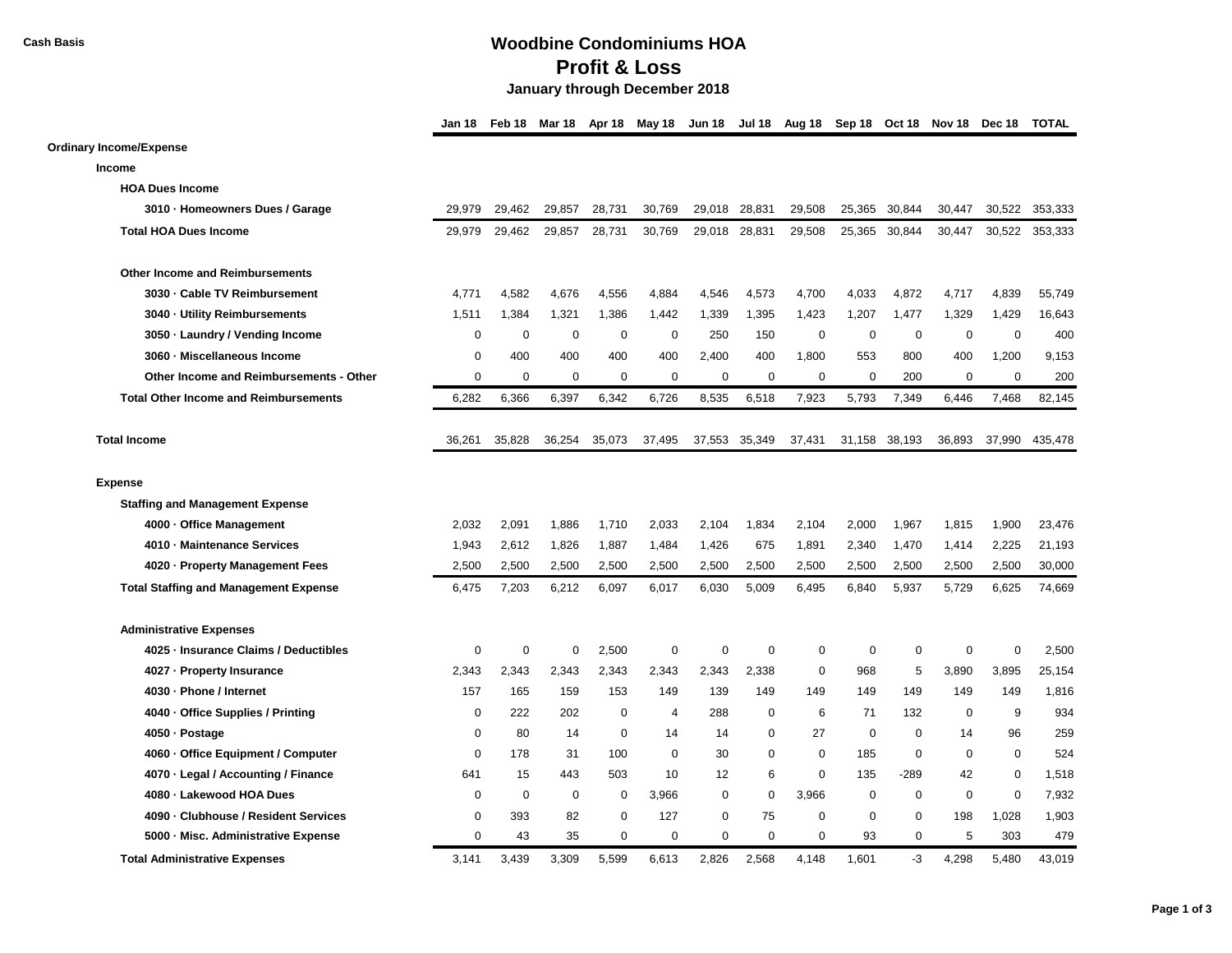Cash Basis

# Woodbine Condominiums HOA

## Profit & Loss

### January through December 2018

| | Jan 18 | Feb 18 | Mar 18 | Apr 18 | May 18 | Jun 18 | Jul 18 | Aug 18 | Sep 18 | Oct 18 | Nov 18 | Dec 18 | TOTAL |
|---|---|---|---|---|---|---|---|---|---|---|---|---|---|
| **Ordinary Income/Expense** | | | | | | | | | | | | | |
| **Income** | | | | | | | | | | | | | |
| **HOA Dues Income** | | | | | | | | | | | | | |
| **3010 · Homeowners Dues / Garage** | 29,979 | 29,462 | 29,857 | 28,731 | 30,769 | 29,018 | 28,831 | 29,508 | 25,365 | 30,844 | 30,447 | 30,522 | 353,333 |
| **Total HOA Dues Income** | 29,979 | 29,462 | 29,857 | 28,731 | 30,769 | 29,018 | 28,831 | 29,508 | 25,365 | 30,844 | 30,447 | 30,522 | 353,333 |
| **Other Income and Reimbursements** | | | | | | | | | | | | | |
| **3030 · Cable TV Reimbursement** | 4,771 | 4,582 | 4,676 | 4,556 | 4,884 | 4,546 | 4,573 | 4,700 | 4,033 | 4,872 | 4,717 | 4,839 | 55,749 |
| **3040 · Utility Reimbursements** | 1,511 | 1,384 | 1,321 | 1,386 | 1,442 | 1,339 | 1,395 | 1,423 | 1,207 | 1,477 | 1,329 | 1,429 | 16,643 |
| **3050 · Laundry / Vending Income** | 0 | 0 | 0 | 0 | 0 | 250 | 150 | 0 | 0 | 0 | 0 | 0 | 400 |
| **3060 · Miscellaneous Income** | 0 | 400 | 400 | 400 | 400 | 2,400 | 400 | 1,800 | 553 | 800 | 400 | 1,200 | 9,153 |
| **Other Income and Reimbursements - Other** | 0 | 0 | 0 | 0 | 0 | 0 | 0 | 0 | 0 | 200 | 0 | 0 | 200 |
| **Total Other Income and Reimbursements** | 6,282 | 6,366 | 6,397 | 6,342 | 6,726 | 8,535 | 6,518 | 7,923 | 5,793 | 7,349 | 6,446 | 7,468 | 82,145 |
| **Total Income** | 36,261 | 35,828 | 36,254 | 35,073 | 37,495 | 37,553 | 35,349 | 37,431 | 31,158 | 38,193 | 36,893 | 37,990 | 435,478 |
| **Expense** | | | | | | | | | | | | | |
| **Staffing and Management Expense** | | | | | | | | | | | | | |
| **4000 · Office Management** | 2,032 | 2,091 | 1,886 | 1,710 | 2,033 | 2,104 | 1,834 | 2,104 | 2,000 | 1,967 | 1,815 | 1,900 | 23,476 |
| **4010 · Maintenance Services** | 1,943 | 2,612 | 1,826 | 1,887 | 1,484 | 1,426 | 675 | 1,891 | 2,340 | 1,470 | 1,414 | 2,225 | 21,193 |
| **4020 · Property Management Fees** | 2,500 | 2,500 | 2,500 | 2,500 | 2,500 | 2,500 | 2,500 | 2,500 | 2,500 | 2,500 | 2,500 | 2,500 | 30,000 |
| **Total Staffing and Management Expense** | 6,475 | 7,203 | 6,212 | 6,097 | 6,017 | 6,030 | 5,009 | 6,495 | 6,840 | 5,937 | 5,729 | 6,625 | 74,669 |
| **Administrative Expenses** | | | | | | | | | | | | | |
| **4025 · Insurance Claims / Deductibles** | 0 | 0 | 0 | 2,500 | 0 | 0 | 0 | 0 | 0 | 0 | 0 | 0 | 2,500 |
| **4027 · Property Insurance** | 2,343 | 2,343 | 2,343 | 2,343 | 2,343 | 2,343 | 2,338 | 0 | 968 | 5 | 3,890 | 3,895 | 25,154 |
| **4030 · Phone / Internet** | 157 | 165 | 159 | 153 | 149 | 139 | 149 | 149 | 149 | 149 | 149 | 149 | 1,816 |
| **4040 · Office Supplies / Printing** | 0 | 222 | 202 | 0 | 4 | 288 | 0 | 6 | 71 | 132 | 0 | 9 | 934 |
| **4050 · Postage** | 0 | 80 | 14 | 0 | 14 | 14 | 0 | 27 | 0 | 0 | 14 | 96 | 259 |
| **4060 · Office Equipment / Computer** | 0 | 178 | 31 | 100 | 0 | 30 | 0 | 0 | 185 | 0 | 0 | 0 | 524 |
| **4070 · Legal / Accounting / Finance** | 641 | 15 | 443 | 503 | 10 | 12 | 6 | 0 | 135 | -289 | 42 | 0 | 1,518 |
| **4080 · Lakewood HOA Dues** | 0 | 0 | 0 | 0 | 3,966 | 0 | 0 | 3,966 | 0 | 0 | 0 | 0 | 7,932 |
| **4090 · Clubhouse / Resident Services** | 0 | 393 | 82 | 0 | 127 | 0 | 75 | 0 | 0 | 0 | 198 | 1,028 | 1,903 |
| **5000 · Misc. Administrative Expense** | 0 | 43 | 35 | 0 | 0 | 0 | 0 | 0 | 93 | 0 | 5 | 303 | 479 |
| **Total Administrative Expenses** | 3,141 | 3,439 | 3,309 | 5,599 | 6,613 | 2,826 | 2,568 | 4,148 | 1,601 | -3 | 4,298 | 5,480 | 43,019 |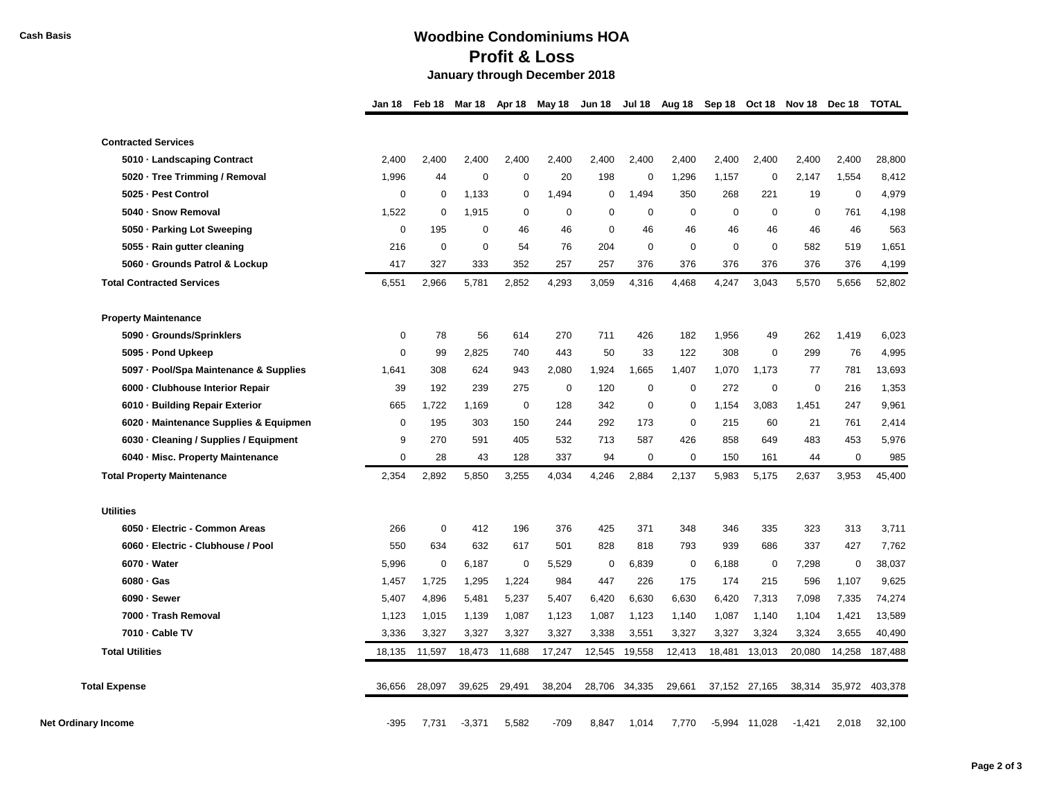Cash Basis

# Woodbine Condominiums HOA
## Profit & Loss
### January through December 2018

| | Jan 18 | Feb 18 | Mar 18 | Apr 18 | May 18 | Jun 18 | Jul 18 | Aug 18 | Sep 18 | Oct 18 | Nov 18 | Dec 18 | TOTAL |
|---|---|---|---|---|---|---|---|---|---|---|---|---|---|
| **Contracted Services** | | | | | | | | | | | | | |
| **5010 · Landscaping Contract** | 2,400 | 2,400 | 2,400 | 2,400 | 2,400 | 2,400 | 2,400 | 2,400 | 2,400 | 2,400 | 2,400 | 2,400 | 28,800 |
| **5020 · Tree Trimming / Removal** | 1,996 | 44 | 0 | 0 | 20 | 198 | 0 | 1,296 | 1,157 | 0 | 2,147 | 1,554 | 8,412 |
| **5025 · Pest Control** | 0 | 0 | 1,133 | 0 | 1,494 | 0 | 1,494 | 350 | 268 | 221 | 19 | 0 | 4,979 |
| **5040 · Snow Removal** | 1,522 | 0 | 1,915 | 0 | 0 | 0 | 0 | 0 | 0 | 0 | 0 | 761 | 4,198 |
| **5050 · Parking Lot Sweeping** | 0 | 195 | 0 | 46 | 46 | 0 | 46 | 46 | 46 | 46 | 46 | 46 | 563 |
| **5055 · Rain gutter cleaning** | 216 | 0 | 0 | 54 | 76 | 204 | 0 | 0 | 0 | 0 | 582 | 519 | 1,651 |
| **5060 · Grounds Patrol & Lockup** | 417 | 327 | 333 | 352 | 257 | 257 | 376 | 376 | 376 | 376 | 376 | 376 | 4,199 |
| **Total Contracted Services** | 6,551 | 2,966 | 5,781 | 2,852 | 4,293 | 3,059 | 4,316 | 4,468 | 4,247 | 3,043 | 5,570 | 5,656 | 52,802 |
| **Property Maintenance** | | | | | | | | | | | | | |
| **5090 · Grounds/Sprinklers** | 0 | 78 | 56 | 614 | 270 | 711 | 426 | 182 | 1,956 | 49 | 262 | 1,419 | 6,023 |
| **5095 · Pond Upkeep** | 0 | 99 | 2,825 | 740 | 443 | 50 | 33 | 122 | 308 | 0 | 299 | 76 | 4,995 |
| **5097 · Pool/Spa Maintenance & Supplies** | 1,641 | 308 | 624 | 943 | 2,080 | 1,924 | 1,665 | 1,407 | 1,070 | 1,173 | 77 | 781 | 13,693 |
| **6000 · Clubhouse Interior Repair** | 39 | 192 | 239 | 275 | 0 | 120 | 0 | 0 | 272 | 0 | 0 | 216 | 1,353 |
| **6010 · Building Repair Exterior** | 665 | 1,722 | 1,169 | 0 | 128 | 342 | 0 | 0 | 1,154 | 3,083 | 1,451 | 247 | 9,961 |
| **6020 · Maintenance Supplies & Equipmen** | 0 | 195 | 303 | 150 | 244 | 292 | 173 | 0 | 215 | 60 | 21 | 761 | 2,414 |
| **6030 · Cleaning / Supplies / Equipment** | 9 | 270 | 591 | 405 | 532 | 713 | 587 | 426 | 858 | 649 | 483 | 453 | 5,976 |
| **6040 · Misc. Property Maintenance** | 0 | 28 | 43 | 128 | 337 | 94 | 0 | 0 | 150 | 161 | 44 | 0 | 985 |
| **Total Property Maintenance** | 2,354 | 2,892 | 5,850 | 3,255 | 4,034 | 4,246 | 2,884 | 2,137 | 5,983 | 5,175 | 2,637 | 3,953 | 45,400 |
| **Utilities** | | | | | | | | | | | | | |
| **6050 · Electric - Common Areas** | 266 | 0 | 412 | 196 | 376 | 425 | 371 | 348 | 346 | 335 | 323 | 313 | 3,711 |
| **6060 · Electric - Clubhouse / Pool** | 550 | 634 | 632 | 617 | 501 | 828 | 818 | 793 | 939 | 686 | 337 | 427 | 7,762 |
| **6070 · Water** | 5,996 | 0 | 6,187 | 0 | 5,529 | 0 | 6,839 | 0 | 6,188 | 0 | 7,298 | 0 | 38,037 |
| **6080 · Gas** | 1,457 | 1,725 | 1,295 | 1,224 | 984 | 447 | 226 | 175 | 174 | 215 | 596 | 1,107 | 9,625 |
| **6090 · Sewer** | 5,407 | 4,896 | 5,481 | 5,237 | 5,407 | 6,420 | 6,630 | 6,630 | 6,420 | 7,313 | 7,098 | 7,335 | 74,274 |
| **7000 · Trash Removal** | 1,123 | 1,015 | 1,139 | 1,087 | 1,123 | 1,087 | 1,123 | 1,140 | 1,087 | 1,140 | 1,104 | 1,421 | 13,589 |
| **7010 · Cable TV** | 3,336 | 3,327 | 3,327 | 3,327 | 3,327 | 3,338 | 3,551 | 3,327 | 3,327 | 3,324 | 3,324 | 3,655 | 40,490 |
| **Total Utilities** | 18,135 | 11,597 | 18,473 | 11,688 | 17,247 | 12,545 | 19,558 | 12,413 | 18,481 | 13,013 | 20,080 | 14,258 | 187,488 |
| **Total Expense** | 36,656 | 28,097 | 39,625 | 29,491 | 38,204 | 28,706 | 34,335 | 29,661 | 37,152 | 27,165 | 38,314 | 35,972 | 403,378 |
| **Net Ordinary Income** | -395 | 7,731 | -3,371 | 5,582 | -709 | 8,847 | 1,014 | 7,770 | -5,994 | 11,028 | -1,421 | 2,018 | 32,100 |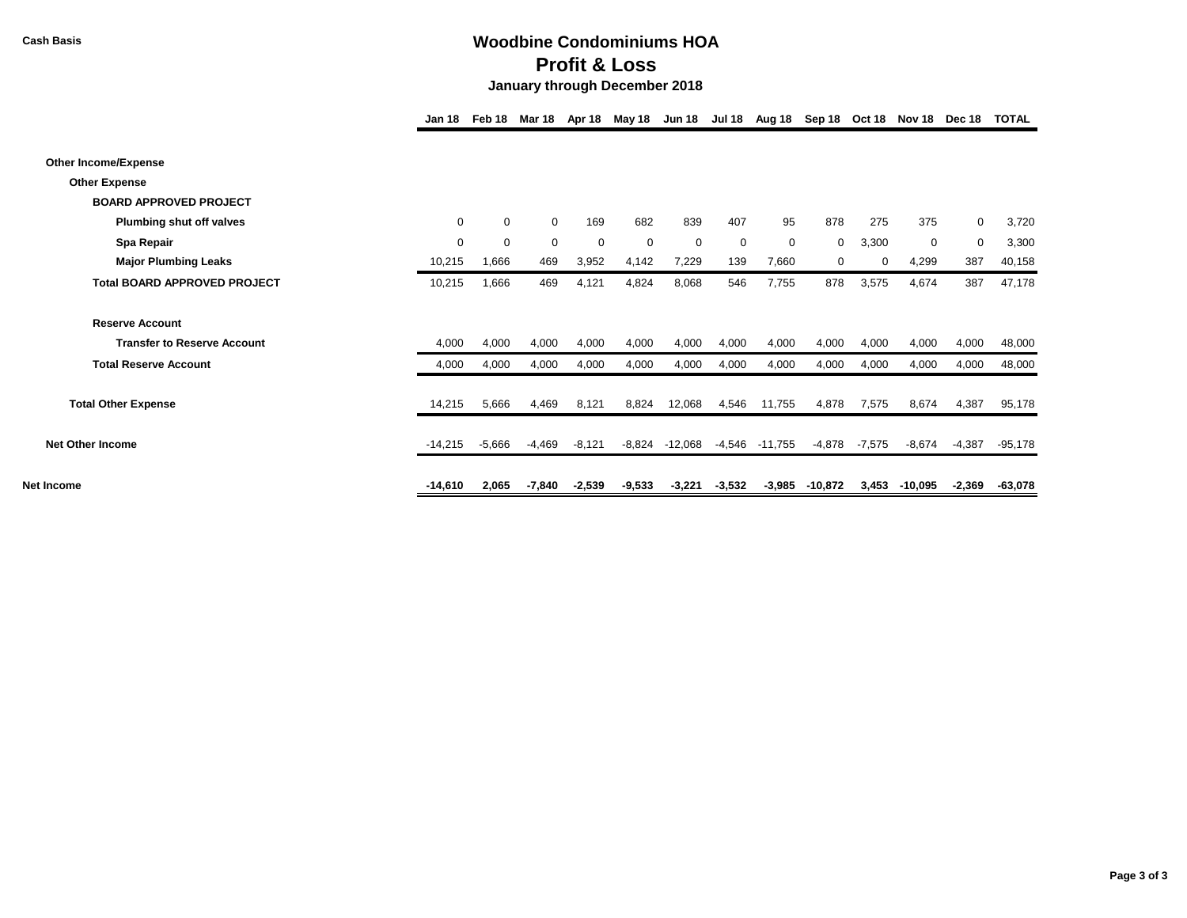Cash Basis

# Woodbine Condominiums HOA
## Profit & Loss
### January through December 2018

| | Jan 18 | Feb 18 | Mar 18 | Apr 18 | May 18 | Jun 18 | Jul 18 | Aug 18 | Sep 18 | Oct 18 | Nov 18 | Dec 18 | TOTAL |
|---|---|---|---|---|---|---|---|---|---|---|---|---|---|
| **Other Income/Expense** | | | | | | | | | | | | | |
| **Other Expense** | | | | | | | | | | | | | |
| **BOARD APPROVED PROJECT** | | | | | | | | | | | | | |
| **Plumbing shut off valves** | 0 | 0 | 0 | 169 | 682 | 839 | 407 | 95 | 878 | 275 | 375 | 0 | 3,720 |
| **Spa Repair** | 0 | 0 | 0 | 0 | 0 | 0 | 0 | 0 | 0 | 3,300 | 0 | 0 | 3,300 |
| **Major Plumbing Leaks** | 10,215 | 1,666 | 469 | 3,952 | 4,142 | 7,229 | 139 | 7,660 | 0 | 0 | 4,299 | 387 | 40,158 |
| **Total BOARD APPROVED PROJECT** | 10,215 | 1,666 | 469 | 4,121 | 4,824 | 8,068 | 546 | 7,755 | 878 | 3,575 | 4,674 | 387 | 47,178 |
| **Reserve Account** | | | | | | | | | | | | | |
| **Transfer to Reserve Account** | 4,000 | 4,000 | 4,000 | 4,000 | 4,000 | 4,000 | 4,000 | 4,000 | 4,000 | 4,000 | 4,000 | 4,000 | 48,000 |
| **Total Reserve Account** | 4,000 | 4,000 | 4,000 | 4,000 | 4,000 | 4,000 | 4,000 | 4,000 | 4,000 | 4,000 | 4,000 | 4,000 | 48,000 |
| **Total Other Expense** | 14,215 | 5,666 | 4,469 | 8,121 | 8,824 | 12,068 | 4,546 | 11,755 | 4,878 | 7,575 | 8,674 | 4,387 | 95,178 |
| **Net Other Income** | -14,215 | -5,666 | -4,469 | -8,121 | -8,824 | -12,068 | -4,546 | -11,755 | -4,878 | -7,575 | -8,674 | -4,387 | -95,178 |
| **Net Income** | **-14,610** | **2,065** | **-7,840** | **-2,539** | **-9,533** | **-3,221** | **-3,532** | **-3,985** | **-10,872** | **3,453** | **-10,095** | **-2,369** | **-63,078** |